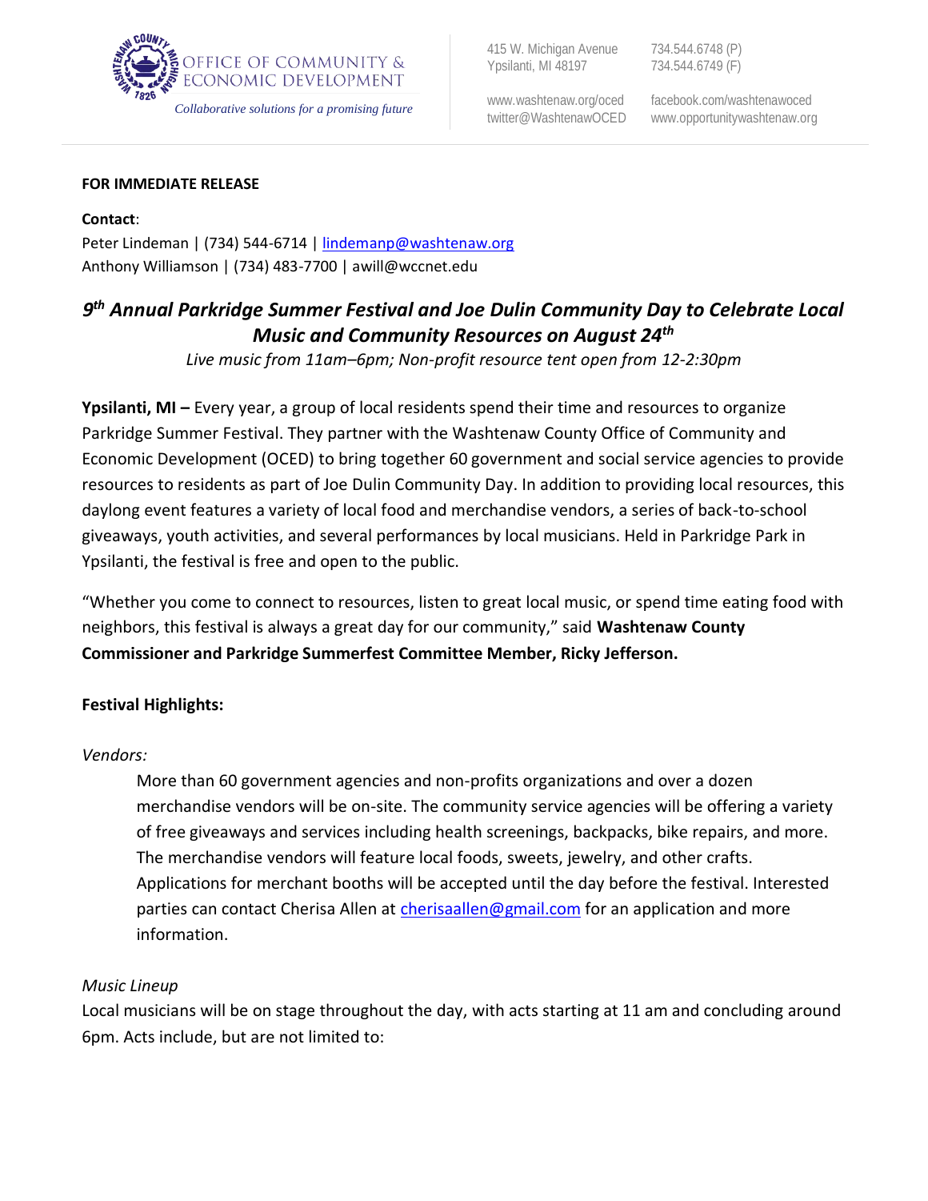OFFICE OF COMMUNITY & ECONOMIC DEVELOPMENT

*Collaborative solutions for a promising future*

415 W. Michigan Avenue
Ypsilanti, MI 48197

734.544.6748 (P)
734.544.6749 (F)

www.washtenaw.org/oced
twitter@WashtenawOCED

facebook.com/washtenawoced
www.opportunitywashtenaw.org

**FOR IMMEDIATE RELEASE**

**Contact**:
Peter Lindeman | (734) 544-6714 | lindemanp@washtenaw.org
Anthony Williamson | (734) 483-7700 | awill@wccnet.edu

## *9th Annual Parkridge Summer Festival and Joe Dulin Community Day to Celebrate Local Music and Community Resources on August 24th*

*Live music from 11am–6pm; Non-profit resource tent open from 12-2:30pm*

**Ypsilanti, MI –** Every year, a group of local residents spend their time and resources to organize Parkridge Summer Festival. They partner with the Washtenaw County Office of Community and Economic Development (OCED) to bring together 60 government and social service agencies to provide resources to residents as part of Joe Dulin Community Day. In addition to providing local resources, this daylong event features a variety of local food and merchandise vendors, a series of back-to-school giveaways, youth activities, and several performances by local musicians. Held in Parkridge Park in Ypsilanti, the festival is free and open to the public.

"Whether you come to connect to resources, listen to great local music, or spend time eating food with neighbors, this festival is always a great day for our community," said **Washtenaw County Commissioner and Parkridge Summerfest Committee Member, Ricky Jefferson.**

**Festival Highlights:**

*Vendors:*

> More than 60 government agencies and non-profits organizations and over a dozen merchandise vendors will be on-site. The community service agencies will be offering a variety of free giveaways and services including health screenings, backpacks, bike repairs, and more. The merchandise vendors will feature local foods, sweets, jewelry, and other crafts. Applications for merchant booths will be accepted until the day before the festival. Interested parties can contact Cherisa Allen at cherisaallen@gmail.com for an application and more information.

*Music Lineup*

Local musicians will be on stage throughout the day, with acts starting at 11 am and concluding around 6pm. Acts include, but are not limited to: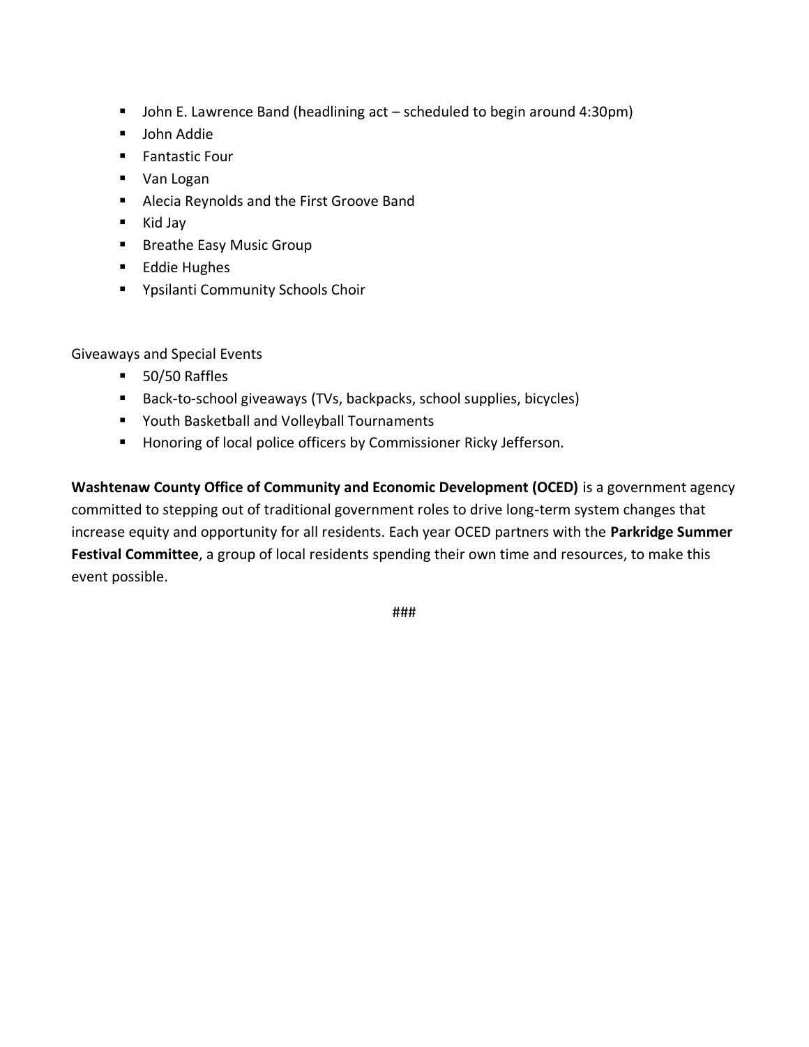- John E. Lawrence Band (headlining act – scheduled to begin around 4:30pm)
- John Addie
- Fantastic Four
- Van Logan
- Alecia Reynolds and the First Groove Band
- Kid Jay
- Breathe Easy Music Group
- Eddie Hughes
- Ypsilanti Community Schools Choir

Giveaways and Special Events

- 50/50 Raffles
- Back-to-school giveaways (TVs, backpacks, school supplies, bicycles)
- Youth Basketball and Volleyball Tournaments
- Honoring of local police officers by Commissioner Ricky Jefferson.

**Washtenaw County Office of Community and Economic Development (OCED)** is a government agency committed to stepping out of traditional government roles to drive long-term system changes that increase equity and opportunity for all residents. Each year OCED partners with the **Parkridge Summer Festival Committee**, a group of local residents spending their own time and resources, to make this event possible.

###